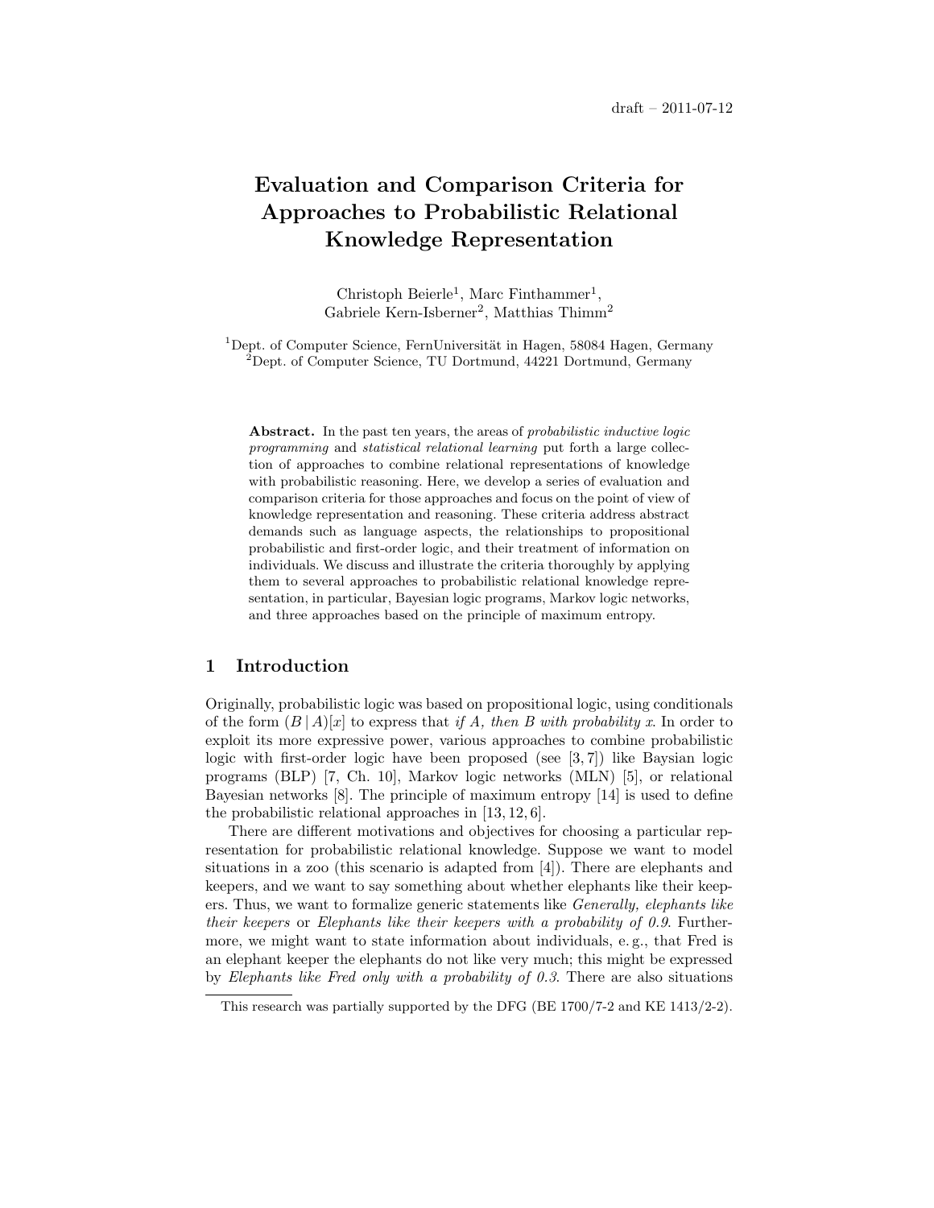draft – 2011-07-12

# Evaluation and Comparison Criteria for Approaches to Probabilistic Relational Knowledge Representation

Christoph Beierle[1], Marc Finthammer[1], Gabriele Kern-Isberner[2], Matthias Thimm[2]

[1]Dept. of Computer Science, FernUniversität in Hagen, 58084 Hagen, Germany
[2]Dept. of Computer Science, TU Dortmund, 44221 Dortmund, Germany

**Abstract.** In the past ten years, the areas of *probabilistic inductive logic programming* and *statistical relational learning* put forth a large collection of approaches to combine relational representations of knowledge with probabilistic reasoning. Here, we develop a series of evaluation and comparison criteria for those approaches and focus on the point of view of knowledge representation and reasoning. These criteria address abstract demands such as language aspects, the relationships to propositional probabilistic and first-order logic, and their treatment of information on individuals. We discuss and illustrate the criteria thoroughly by applying them to several approaches to probabilistic relational knowledge representation, in particular, Bayesian logic programs, Markov logic networks, and three approaches based on the principle of maximum entropy.

## 1 Introduction

Originally, probabilistic logic was based on propositional logic, using conditionals of the form $(B \mid A)[x]$ to express that *if A, then B with probability x*. In order to exploit its more expressive power, various approaches to combine probabilistic logic with first-order logic have been proposed (see [3, 7]) like Baysian logic programs (BLP) [7, Ch. 10], Markov logic networks (MLN) [5], or relational Bayesian networks [8]. The principle of maximum entropy [14] is used to define the probabilistic relational approaches in [13, 12, 6].

There are different motivations and objectives for choosing a particular representation for probabilistic relational knowledge. Suppose we want to model situations in a zoo (this scenario is adapted from [4]). There are elephants and keepers, and we want to say something about whether elephants like their keepers. Thus, we want to formalize generic statements like *Generally, elephants like their keepers* or *Elephants like their keepers with a probability of 0.9*. Furthermore, we might want to state information about individuals, e. g., that Fred is an elephant keeper the elephants do not like very much; this might be expressed by *Elephants like Fred only with a probability of 0.3*. There are also situations

This research was partially supported by the DFG (BE 1700/7-2 and KE 1413/2-2).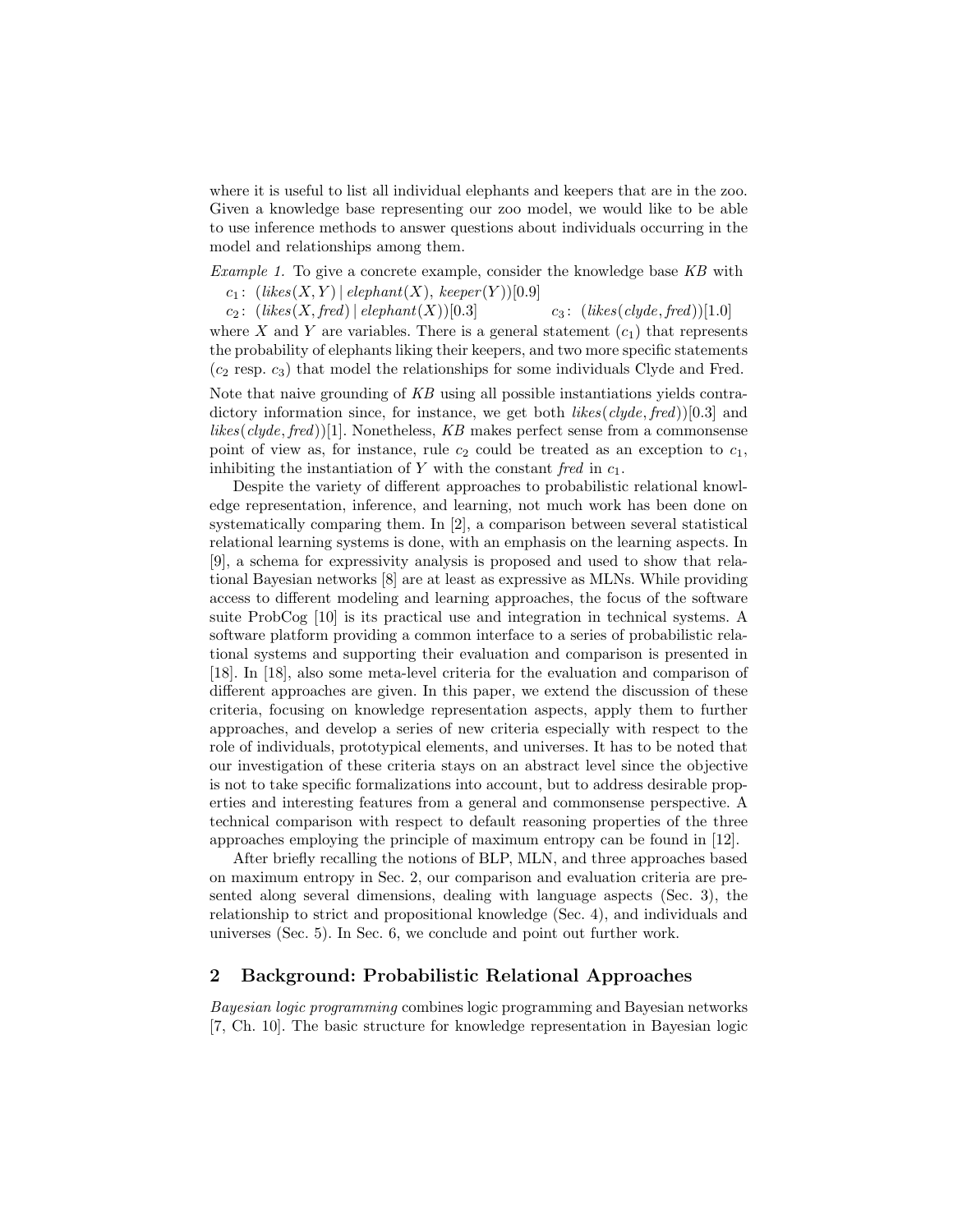where it is useful to list all individual elephants and keepers that are in the zoo. Given a knowledge base representing our zoo model, we would like to be able to use inference methods to answer questions about individuals occurring in the model and relationships among them.

*Example 1.* To give a concrete example, consider the knowledge base *KB* with

$c_1$: $(likes(X, Y) \mid elephant(X),\ keeper(Y))[0.9]$

$c_2$: $(likes(X, fred) \mid elephant(X))[0.3]$ $c_3$: $(likes(clyde, fred))[1.0]$

where $X$ and $Y$ are variables. There is a general statement ($c_1$) that represents the probability of elephants liking their keepers, and two more specific statements ($c_2$ resp. $c_3$) that model the relationships for some individuals Clyde and Fred.

Note that naive grounding of *KB* using all possible instantiations yields contradictory information since, for instance, we get both $likes(clyde, fred))[0.3]$ and $likes(clyde, fred))[1]$. Nonetheless, *KB* makes perfect sense from a commonsense point of view as, for instance, rule $c_2$ could be treated as an exception to $c_1$, inhibiting the instantiation of $Y$ with the constant *fred* in $c_1$.

Despite the variety of different approaches to probabilistic relational knowledge representation, inference, and learning, not much work has been done on systematically comparing them. In [2], a comparison between several statistical relational learning systems is done, with an emphasis on the learning aspects. In [9], a schema for expressivity analysis is proposed and used to show that relational Bayesian networks [8] are at least as expressive as MLNs. While providing access to different modeling and learning approaches, the focus of the software suite ProbCog [10] is its practical use and integration in technical systems. A software platform providing a common interface to a series of probabilistic relational systems and supporting their evaluation and comparison is presented in [18]. In [18], also some meta-level criteria for the evaluation and comparison of different approaches are given. In this paper, we extend the discussion of these criteria, focusing on knowledge representation aspects, apply them to further approaches, and develop a series of new criteria especially with respect to the role of individuals, prototypical elements, and universes. It has to be noted that our investigation of these criteria stays on an abstract level since the objective is not to take specific formalizations into account, but to address desirable properties and interesting features from a general and commonsense perspective. A technical comparison with respect to default reasoning properties of the three approaches employing the principle of maximum entropy can be found in [12].

After briefly recalling the notions of BLP, MLN, and three approaches based on maximum entropy in Sec. 2, our comparison and evaluation criteria are presented along several dimensions, dealing with language aspects (Sec. 3), the relationship to strict and propositional knowledge (Sec. 4), and individuals and universes (Sec. 5). In Sec. 6, we conclude and point out further work.

## 2 Background: Probabilistic Relational Approaches

*Bayesian logic programming* combines logic programming and Bayesian networks [7, Ch. 10]. The basic structure for knowledge representation in Bayesian logic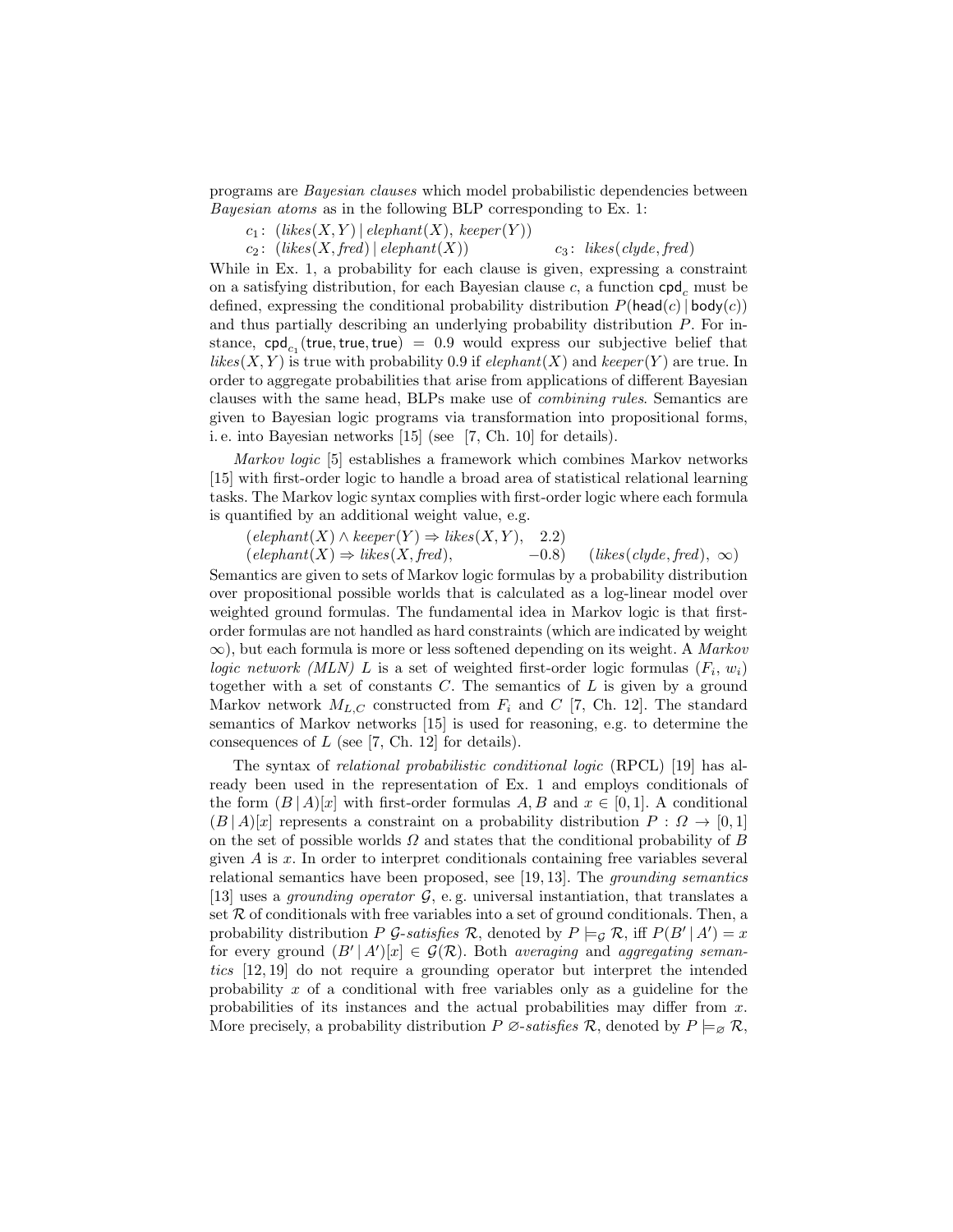programs are *Bayesian clauses* which model probabilistic dependencies between *Bayesian atoms* as in the following BLP corresponding to Ex. 1:

$c_1$: $(likes(X,Y) \,|\, elephant(X),\ keeper(Y))$

$c_2$: $(likes(X, fred) \,|\, elephant(X))$ $\qquad$ $c_3$: $likes(clyde, fred)$

While in Ex. 1, a probability for each clause is given, expressing a constraint on a satisfying distribution, for each Bayesian clause $c$, a function $\mathsf{cpd}_c$ must be defined, expressing the conditional probability distribution $P(\mathsf{head}(c) \,|\, \mathsf{body}(c))$ and thus partially describing an underlying probability distribution $P$. For instance, $\mathsf{cpd}_{c_1}(\mathsf{true}, \mathsf{true}, \mathsf{true}) = 0.9$ would express our subjective belief that $likes(X,Y)$ is true with probability 0.9 if $elephant(X)$ and $keeper(Y)$ are true. In order to aggregate probabilities that arise from applications of different Bayesian clauses with the same head, BLPs make use of *combining rules*. Semantics are given to Bayesian logic programs via transformation into propositional forms, i. e. into Bayesian networks [15] (see [7, Ch. 10] for details).

*Markov logic* [5] establishes a framework which combines Markov networks [15] with first-order logic to handle a broad area of statistical relational learning tasks. The Markov logic syntax complies with first-order logic where each formula is quantified by an additional weight value, e.g.

$(elephant(X) \wedge keeper(Y) \Rightarrow likes(X,Y),\quad 2.2)$

$(elephant(X) \Rightarrow likes(X, fred),\qquad -0.8)$ $\qquad (likes(clyde, fred),\ \infty)$

Semantics are given to sets of Markov logic formulas by a probability distribution over propositional possible worlds that is calculated as a log-linear model over weighted ground formulas. The fundamental idea in Markov logic is that first-order formulas are not handled as hard constraints (which are indicated by weight $\infty$), but each formula is more or less softened depending on its weight. A *Markov logic network (MLN)* $L$ is a set of weighted first-order logic formulas $(F_i,\, w_i)$ together with a set of constants $C$. The semantics of $L$ is given by a ground Markov network $M_{L,C}$ constructed from $F_i$ and $C$ [7, Ch. 12]. The standard semantics of Markov networks [15] is used for reasoning, e.g. to determine the consequences of $L$ (see [7, Ch. 12] for details).

The syntax of *relational probabilistic conditional logic* (RPCL) [19] has already been used in the representation of Ex. 1 and employs conditionals of the form $(B \,|\, A)[x]$ with first-order formulas $A, B$ and $x \in [0,1]$. A conditional $(B \,|\, A)[x]$ represents a constraint on a probability distribution $P : \Omega \to [0,1]$ on the set of possible worlds $\Omega$ and states that the conditional probability of $B$ given $A$ is $x$. In order to interpret conditionals containing free variables several relational semantics have been proposed, see [19, 13]. The *grounding semantics* [13] uses a *grounding operator* $\mathcal{G}$, e. g. universal instantiation, that translates a set $\mathcal{R}$ of conditionals with free variables into a set of ground conditionals. Then, a probability distribution $P$ *$\mathcal{G}$-satisfies* $\mathcal{R}$, denoted by $P \models_{\mathcal{G}} \mathcal{R}$, iff $P(B' \,|\, A') = x$ for every ground $(B' \,|\, A')[x] \in \mathcal{G}(\mathcal{R})$. Both *averaging* and *aggregating semantics* [12, 19] do not require a grounding operator but interpret the intended probability $x$ of a conditional with free variables only as a guideline for the probabilities of its instances and the actual probabilities may differ from $x$. More precisely, a probability distribution $P$ *$\varnothing$-satisfies* $\mathcal{R}$, denoted by $P \models_{\varnothing} \mathcal{R}$,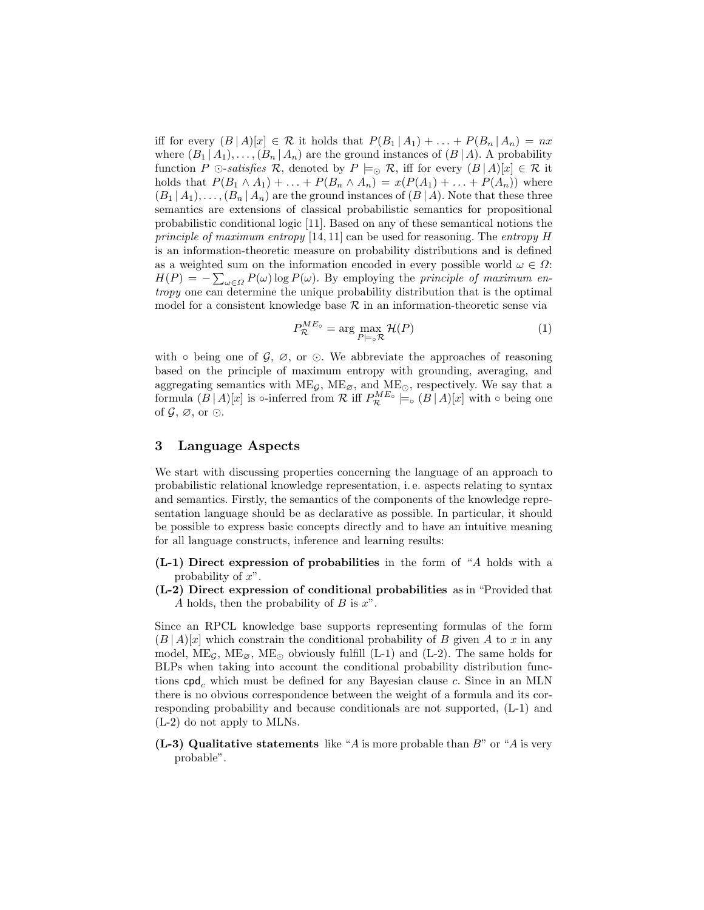iff for every $(B \,|\, A)[x] \in \mathcal{R}$ it holds that $P(B_1 \,|\, A_1) + \ldots + P(B_n \,|\, A_n) = nx$ where $(B_1 \,|\, A_1), \ldots, (B_n \,|\, A_n)$ are the ground instances of $(B \,|\, A)$. A probability function $P$ $\odot$*-satisfies* $\mathcal{R}$, denoted by $P \models_{\odot} \mathcal{R}$, iff for every $(B \,|\, A)[x] \in \mathcal{R}$ it holds that $P(B_1 \wedge A_1) + \ldots + P(B_n \wedge A_n) = x(P(A_1) + \ldots + P(A_n))$ where $(B_1 \,|\, A_1), \ldots, (B_n \,|\, A_n)$ are the ground instances of $(B \,|\, A)$. Note that these three semantics are extensions of classical probabilistic semantics for propositional probabilistic conditional logic [11]. Based on any of these semantical notions the *principle of maximum entropy* [14, 11] can be used for reasoning. The *entropy* $H$ is an information-theoretic measure on probability distributions and is defined as a weighted sum on the information encoded in every possible world $\omega \in \Omega$: $H(P) = -\sum_{\omega \in \Omega} P(\omega) \log P(\omega)$. By employing the *principle of maximum entropy* one can determine the unique probability distribution that is the optimal model for a consistent knowledge base $\mathcal{R}$ in an information-theoretic sense via

$$P_{\mathcal{R}}^{ME_{\circ}} = \arg \max_{P \models_{\circ} \mathcal{R}} \mathcal{H}(P) \tag{1}$$

with $\circ$ being one of $\mathcal{G}$, $\varnothing$, or $\odot$. We abbreviate the approaches of reasoning based on the principle of maximum entropy with grounding, averaging, and aggregating semantics with $\mathrm{ME}_{\mathcal{G}}$, $\mathrm{ME}_{\varnothing}$, and $\mathrm{ME}_{\odot}$, respectively. We say that a formula $(B \,|\, A)[x]$ is $\circ$-inferred from $\mathcal{R}$ iff $P_{\mathcal{R}}^{ME_{\circ}} \models_{\circ} (B \,|\, A)[x]$ with $\circ$ being one of $\mathcal{G}$, $\varnothing$, or $\odot$.

## 3 Language Aspects

We start with discussing properties concerning the language of an approach to probabilistic relational knowledge representation, i. e. aspects relating to syntax and semantics. Firstly, the semantics of the components of the knowledge representation language should be as declarative as possible. In particular, it should be possible to express basic concepts directly and to have an intuitive meaning for all language constructs, inference and learning results:

- **(L-1) Direct expression of probabilities** in the form of "$A$ holds with a probability of $x$".
- **(L-2) Direct expression of conditional probabilities** as in "Provided that $A$ holds, then the probability of $B$ is $x$".

Since an RPCL knowledge base supports representing formulas of the form $(B \,|\, A)[x]$ which constrain the conditional probability of $B$ given $A$ to $x$ in any model, $\mathrm{ME}_{\mathcal{G}}$, $\mathrm{ME}_{\varnothing}$, $\mathrm{ME}_{\odot}$ obviously fulfill (L-1) and (L-2). The same holds for BLPs when taking into account the conditional probability distribution functions $\mathsf{cpd}_c$ which must be defined for any Bayesian clause $c$. Since in an MLN there is no obvious correspondence between the weight of a formula and its corresponding probability and because conditionals are not supported, (L-1) and (L-2) do not apply to MLNs.

- **(L-3) Qualitative statements** like "$A$ is more probable than $B$" or "$A$ is very probable".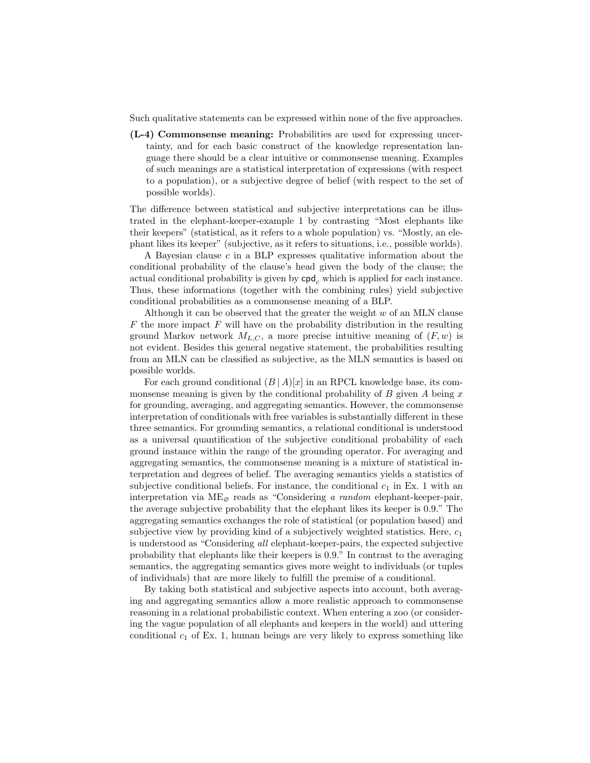Such qualitative statements can be expressed within none of the five approaches.

**(L-4) Commonsense meaning:** Probabilities are used for expressing uncertainty, and for each basic construct of the knowledge representation language there should be a clear intuitive or commonsense meaning. Examples of such meanings are a statistical interpretation of expressions (with respect to a population), or a subjective degree of belief (with respect to the set of possible worlds).

The difference between statistical and subjective interpretations can be illustrated in the elephant-keeper-example 1 by contrasting "Most elephants like their keepers" (statistical, as it refers to a whole population) vs. "Mostly, an elephant likes its keeper" (subjective, as it refers to situations, i.e., possible worlds).

A Bayesian clause $c$ in a BLP expresses qualitative information about the conditional probability of the clause's head given the body of the clause; the actual conditional probability is given by $\mathsf{cpd}_c$ which is applied for each instance. Thus, these informations (together with the combining rules) yield subjective conditional probabilities as a commonsense meaning of a BLP.

Although it can be observed that the greater the weight $w$ of an MLN clause $F$ the more impact $F$ will have on the probability distribution in the resulting ground Markov network $M_{L,C}$, a more precise intuitive meaning of $(F, w)$ is not evident. Besides this general negative statement, the probabilities resulting from an MLN can be classified as subjective, as the MLN semantics is based on possible worlds.

For each ground conditional $(B \mid A)[x]$ in an RPCL knowledge base, its commonsense meaning is given by the conditional probability of $B$ given $A$ being $x$ for grounding, averaging, and aggregating semantics. However, the commonsense interpretation of conditionals with free variables is substantially different in these three semantics. For grounding semantics, a relational conditional is understood as a universal quantification of the subjective conditional probability of each ground instance within the range of the grounding operator. For averaging and aggregating semantics, the commonsense meaning is a mixture of statistical interpretation and degrees of belief. The averaging semantics yields a statistics of subjective conditional beliefs. For instance, the conditional $c_1$ in Ex. 1 with an interpretation via $\mathrm{ME}_{\varnothing}$ reads as "Considering *a random* elephant-keeper-pair, the average subjective probability that the elephant likes its keeper is 0.9." The aggregating semantics exchanges the role of statistical (or population based) and subjective view by providing kind of a subjectively weighted statistics. Here, $c_1$ is understood as "Considering *all* elephant-keeper-pairs, the expected subjective probability that elephants like their keepers is 0.9." In contrast to the averaging semantics, the aggregating semantics gives more weight to individuals (or tuples of individuals) that are more likely to fulfill the premise of a conditional.

By taking both statistical and subjective aspects into account, both averaging and aggregating semantics allow a more realistic approach to commonsense reasoning in a relational probabilistic context. When entering a zoo (or considering the vague population of all elephants and keepers in the world) and uttering conditional $c_1$ of Ex. 1, human beings are very likely to express something like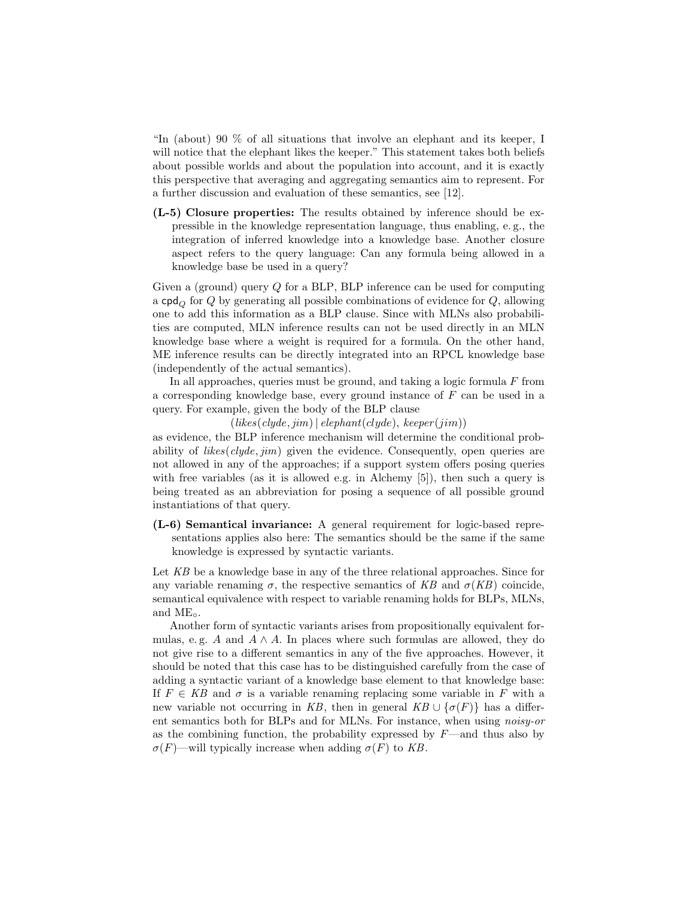"In (about) 90 % of all situations that involve an elephant and its keeper, I will notice that the elephant likes the keeper." This statement takes both beliefs about possible worlds and about the population into account, and it is exactly this perspective that averaging and aggregating semantics aim to represent. For a further discussion and evaluation of these semantics, see [12].

**(L-5) Closure properties:** The results obtained by inference should be expressible in the knowledge representation language, thus enabling, e. g., the integration of inferred knowledge into a knowledge base. Another closure aspect refers to the query language: Can any formula being allowed in a knowledge base be used in a query?

Given a (ground) query $Q$ for a BLP, BLP inference can be used for computing a $\mathsf{cpd}_Q$ for $Q$ by generating all possible combinations of evidence for $Q$, allowing one to add this information as a BLP clause. Since with MLNs also probabilities are computed, MLN inference results can not be used directly in an MLN knowledge base where a weight is required for a formula. On the other hand, ME inference results can be directly integrated into an RPCL knowledge base (independently of the actual semantics).

In all approaches, queries must be ground, and taking a logic formula $F$ from a corresponding knowledge base, every ground instance of $F$ can be used in a query. For example, given the body of the BLP clause

$$(\mathit{likes}(\mathit{clyde}, \mathit{jim}) \,|\, \mathit{elephant}(\mathit{clyde}),\ \mathit{keeper}(\mathit{jim}))$$

as evidence, the BLP inference mechanism will determine the conditional probability of $\mathit{likes}(\mathit{clyde}, \mathit{jim})$ given the evidence. Consequently, open queries are not allowed in any of the approaches; if a support system offers posing queries with free variables (as it is allowed e.g. in Alchemy [5]), then such a query is being treated as an abbreviation for posing a sequence of all possible ground instantiations of that query.

**(L-6) Semantical invariance:** A general requirement for logic-based representations applies also here: The semantics should be the same if the same knowledge is expressed by syntactic variants.

Let $KB$ be a knowledge base in any of the three relational approaches. Since for any variable renaming $\sigma$, the respective semantics of $KB$ and $\sigma(KB)$ coincide, semantical equivalence with respect to variable renaming holds for BLPs, MLNs, and $\mathrm{ME}_\circ$.

Another form of syntactic variants arises from propositionally equivalent formulas, e. g. $A$ and $A \wedge A$. In places where such formulas are allowed, they do not give rise to a different semantics in any of the five approaches. However, it should be noted that this case has to be distinguished carefully from the case of adding a syntactic variant of a knowledge base element to that knowledge base: If $F \in KB$ and $\sigma$ is a variable renaming replacing some variable in $F$ with a new variable not occurring in $KB$, then in general $KB \cup \{\sigma(F)\}$ has a different semantics both for BLPs and for MLNs. For instance, when using *noisy-or* as the combining function, the probability expressed by $F$—and thus also by $\sigma(F)$—will typically increase when adding $\sigma(F)$ to $KB$.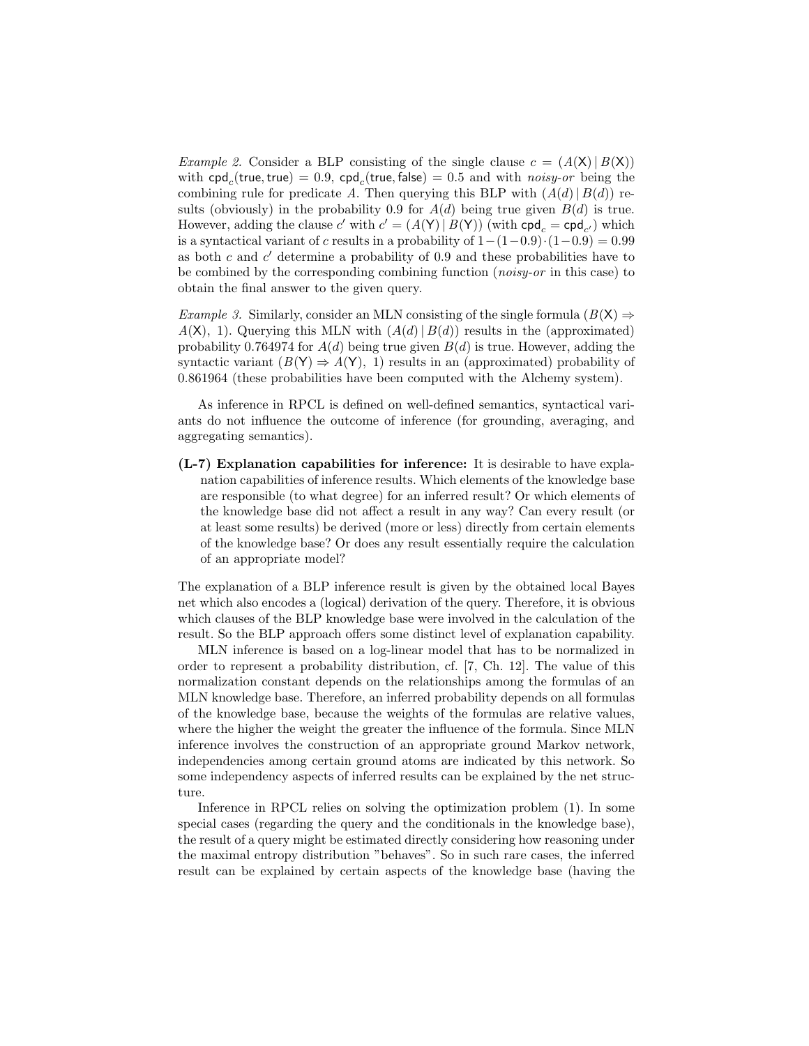*Example 2.* Consider a BLP consisting of the single clause $c = (A(\mathsf{X}) \mid B(\mathsf{X}))$ with $\mathsf{cpd}_c(\mathsf{true}, \mathsf{true}) = 0.9$, $\mathsf{cpd}_c(\mathsf{true}, \mathsf{false}) = 0.5$ and with *noisy-or* being the combining rule for predicate $A$. Then querying this BLP with $(A(d) \mid B(d))$ results (obviously) in the probability 0.9 for $A(d)$ being true given $B(d)$ is true. However, adding the clause $c'$ with $c' = (A(\mathsf{Y}) \mid B(\mathsf{Y}))$ (with $\mathsf{cpd}_c = \mathsf{cpd}_{c'}$) which is a syntactical variant of $c$ results in a probability of $1-(1-0.9)\cdot(1-0.9) = 0.99$ as both $c$ and $c'$ determine a probability of 0.9 and these probabilities have to be combined by the corresponding combining function (*noisy-or* in this case) to obtain the final answer to the given query.

*Example 3.* Similarly, consider an MLN consisting of the single formula $(B(\mathsf{X}) \Rightarrow A(\mathsf{X}),\ 1)$. Querying this MLN with $(A(d) \mid B(d))$ results in the (approximated) probability 0.764974 for $A(d)$ being true given $B(d)$ is true. However, adding the syntactic variant $(B(\mathsf{Y}) \Rightarrow A(\mathsf{Y}),\ 1)$ results in an (approximated) probability of 0.861964 (these probabilities have been computed with the Alchemy system).

As inference in RPCL is defined on well-defined semantics, syntactical variants do not influence the outcome of inference (for grounding, averaging, and aggregating semantics).

**(L-7) Explanation capabilities for inference:** It is desirable to have explanation capabilities of inference results. Which elements of the knowledge base are responsible (to what degree) for an inferred result? Or which elements of the knowledge base did not affect a result in any way? Can every result (or at least some results) be derived (more or less) directly from certain elements of the knowledge base? Or does any result essentially require the calculation of an appropriate model?

The explanation of a BLP inference result is given by the obtained local Bayes net which also encodes a (logical) derivation of the query. Therefore, it is obvious which clauses of the BLP knowledge base were involved in the calculation of the result. So the BLP approach offers some distinct level of explanation capability.

MLN inference is based on a log-linear model that has to be normalized in order to represent a probability distribution, cf. [7, Ch. 12]. The value of this normalization constant depends on the relationships among the formulas of an MLN knowledge base. Therefore, an inferred probability depends on all formulas of the knowledge base, because the weights of the formulas are relative values, where the higher the weight the greater the influence of the formula. Since MLN inference involves the construction of an appropriate ground Markov network, independencies among certain ground atoms are indicated by this network. So some independency aspects of inferred results can be explained by the net structure.

Inference in RPCL relies on solving the optimization problem (1). In some special cases (regarding the query and the conditionals in the knowledge base), the result of a query might be estimated directly considering how reasoning under the maximal entropy distribution "behaves". So in such rare cases, the inferred result can be explained by certain aspects of the knowledge base (having the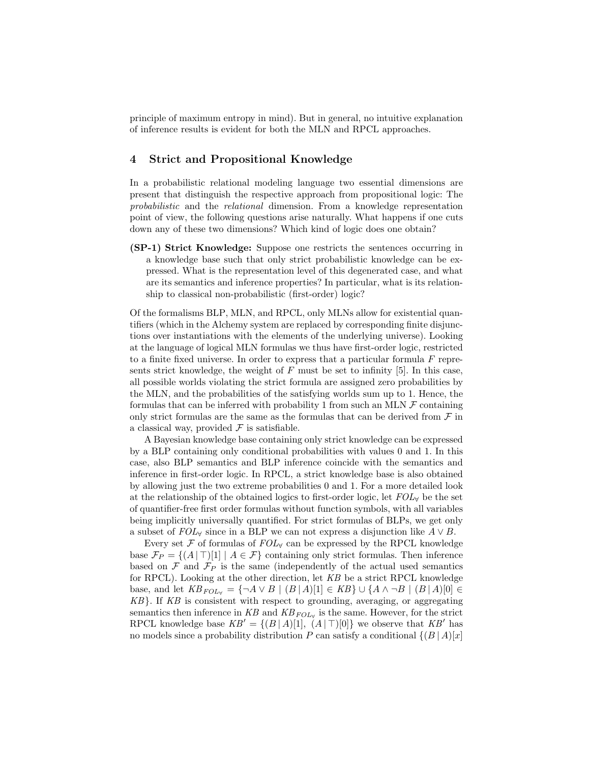principle of maximum entropy in mind). But in general, no intuitive explanation of inference results is evident for both the MLN and RPCL approaches.

## 4 Strict and Propositional Knowledge

In a probabilistic relational modeling language two essential dimensions are present that distinguish the respective approach from propositional logic: The *probabilistic* and the *relational* dimension. From a knowledge representation point of view, the following questions arise naturally. What happens if one cuts down any of these two dimensions? Which kind of logic does one obtain?

**(SP-1) Strict Knowledge:** Suppose one restricts the sentences occurring in a knowledge base such that only strict probabilistic knowledge can be expressed. What is the representation level of this degenerated case, and what are its semantics and inference properties? In particular, what is its relationship to classical non-probabilistic (first-order) logic?

Of the formalisms BLP, MLN, and RPCL, only MLNs allow for existential quantifiers (which in the Alchemy system are replaced by corresponding finite disjunctions over instantiations with the elements of the underlying universe). Looking at the language of logical MLN formulas we thus have first-order logic, restricted to a finite fixed universe. In order to express that a particular formula $F$ represents strict knowledge, the weight of $F$ must be set to infinity [5]. In this case, all possible worlds violating the strict formula are assigned zero probabilities by the MLN, and the probabilities of the satisfying worlds sum up to 1. Hence, the formulas that can be inferred with probability 1 from such an MLN $\mathcal{F}$ containing only strict formulas are the same as the formulas that can be derived from $\mathcal{F}$ in a classical way, provided $\mathcal{F}$ is satisfiable.

A Bayesian knowledge base containing only strict knowledge can be expressed by a BLP containing only conditional probabilities with values 0 and 1. In this case, also BLP semantics and BLP inference coincide with the semantics and inference in first-order logic. In RPCL, a strict knowledge base is also obtained by allowing just the two extreme probabilities 0 and 1. For a more detailed look at the relationship of the obtained logics to first-order logic, let $FOL_{\forall}$ be the set of quantifier-free first order formulas without function symbols, with all variables being implicitly universally quantified. For strict formulas of BLPs, we get only a subset of $FOL_{\forall}$ since in a BLP we can not express a disjunction like $A \vee B$.

Every set $\mathcal{F}$ of formulas of $FOL_{\forall}$ can be expressed by the RPCL knowledge base $\mathcal{F}_P = \{(A \,|\, \top)[1] \mid A \in \mathcal{F}\}$ containing only strict formulas. Then inference based on $\mathcal{F}$ and $\mathcal{F}_P$ is the same (independently of the actual used semantics for RPCL). Looking at the other direction, let $KB$ be a strict RPCL knowledge base, and let $KB_{FOL_{\forall}} = \{\neg A \vee B \mid (B \,|\, A)[1] \in KB\} \cup \{A \wedge \neg B \mid (B \,|\, A)[0] \in KB\}$. If $KB$ is consistent with respect to grounding, averaging, or aggregating semantics then inference in $KB$ and $KB_{FOL_{\forall}}$ is the same. However, for the strict RPCL knowledge base $KB' = \{(B \,|\, A)[1],\ (A \,|\, \top)[0]\}$ we observe that $KB'$ has no models since a probability distribution $P$ can satisfy a conditional $\{(B \,|\, A)[x]$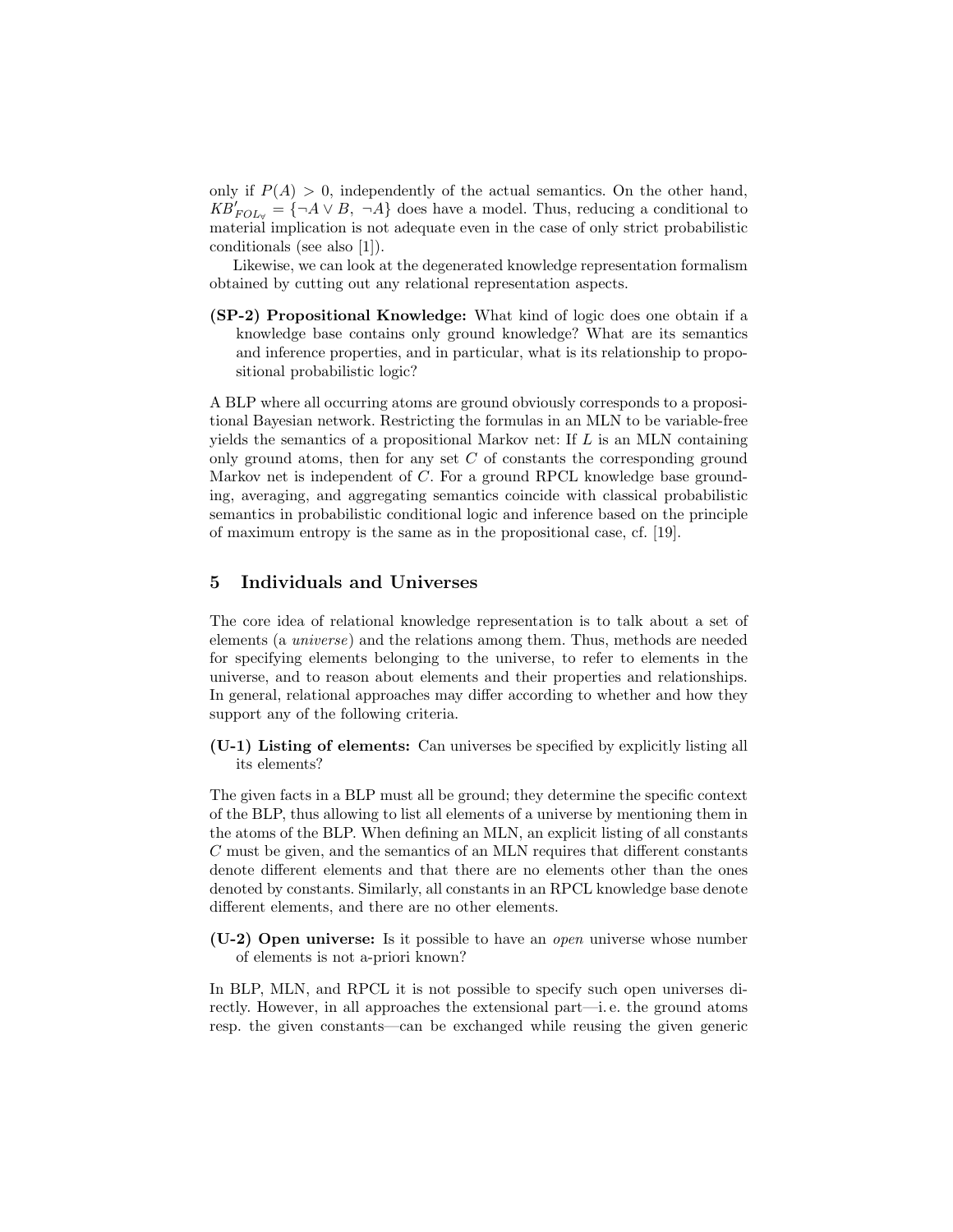only if $P(A) > 0$, independently of the actual semantics. On the other hand, $KB'_{FOL_\forall} = \{\neg A \vee B,\ \neg A\}$ does have a model. Thus, reducing a conditional to material implication is not adequate even in the case of only strict probabilistic conditionals (see also [1]).

Likewise, we can look at the degenerated knowledge representation formalism obtained by cutting out any relational representation aspects.

**(SP-2) Propositional Knowledge:** What kind of logic does one obtain if a knowledge base contains only ground knowledge? What are its semantics and inference properties, and in particular, what is its relationship to propositional probabilistic logic?

A BLP where all occurring atoms are ground obviously corresponds to a propositional Bayesian network. Restricting the formulas in an MLN to be variable-free yields the semantics of a propositional Markov net: If $L$ is an MLN containing only ground atoms, then for any set $C$ of constants the corresponding ground Markov net is independent of $C$. For a ground RPCL knowledge base grounding, averaging, and aggregating semantics coincide with classical probabilistic semantics in probabilistic conditional logic and inference based on the principle of maximum entropy is the same as in the propositional case, cf. [19].

## 5 Individuals and Universes

The core idea of relational knowledge representation is to talk about a set of elements (a *universe*) and the relations among them. Thus, methods are needed for specifying elements belonging to the universe, to refer to elements in the universe, and to reason about elements and their properties and relationships. In general, relational approaches may differ according to whether and how they support any of the following criteria.

**(U-1) Listing of elements:** Can universes be specified by explicitly listing all its elements?

The given facts in a BLP must all be ground; they determine the specific context of the BLP, thus allowing to list all elements of a universe by mentioning them in the atoms of the BLP. When defining an MLN, an explicit listing of all constants $C$ must be given, and the semantics of an MLN requires that different constants denote different elements and that there are no elements other than the ones denoted by constants. Similarly, all constants in an RPCL knowledge base denote different elements, and there are no other elements.

**(U-2) Open universe:** Is it possible to have an *open* universe whose number of elements is not a-priori known?

In BLP, MLN, and RPCL it is not possible to specify such open universes directly. However, in all approaches the extensional part—i. e. the ground atoms resp. the given constants—can be exchanged while reusing the given generic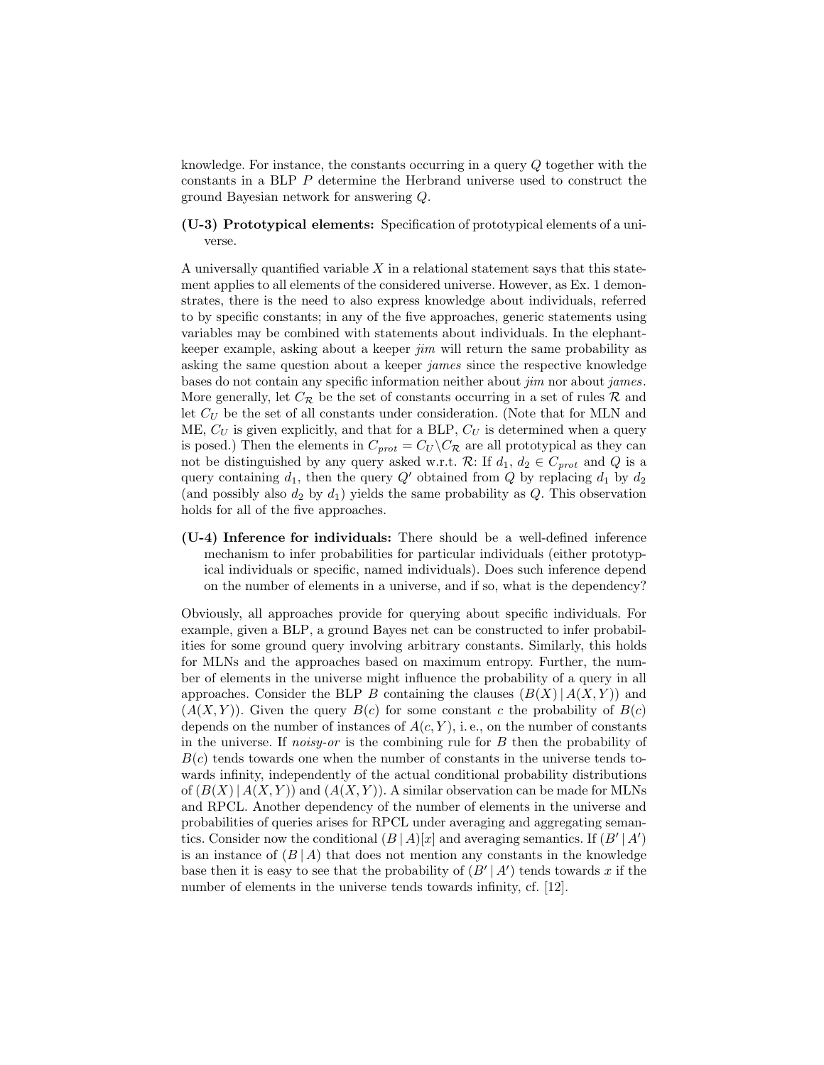knowledge. For instance, the constants occurring in a query $Q$ together with the constants in a BLP $P$ determine the Herbrand universe used to construct the ground Bayesian network for answering $Q$.

**(U-3) Prototypical elements:** Specification of prototypical elements of a universe.

A universally quantified variable $X$ in a relational statement says that this statement applies to all elements of the considered universe. However, as Ex. 1 demonstrates, there is the need to also express knowledge about individuals, referred to by specific constants; in any of the five approaches, generic statements using variables may be combined with statements about individuals. In the elephant-keeper example, asking about a keeper *jim* will return the same probability as asking the same question about a keeper *james* since the respective knowledge bases do not contain any specific information neither about *jim* nor about *james*. More generally, let $C_{\mathcal{R}}$ be the set of constants occurring in a set of rules $\mathcal{R}$ and let $C_U$ be the set of all constants under consideration. (Note that for MLN and ME, $C_U$ is given explicitly, and that for a BLP, $C_U$ is determined when a query is posed.) Then the elements in $C_{prot} = C_U \backslash C_{\mathcal{R}}$ are all prototypical as they can not be distinguished by any query asked w.r.t. $\mathcal{R}$: If $d_1$, $d_2 \in C_{prot}$ and $Q$ is a query containing $d_1$, then the query $Q'$ obtained from $Q$ by replacing $d_1$ by $d_2$ (and possibly also $d_2$ by $d_1$) yields the same probability as $Q$. This observation holds for all of the five approaches.

**(U-4) Inference for individuals:** There should be a well-defined inference mechanism to infer probabilities for particular individuals (either prototypical individuals or specific, named individuals). Does such inference depend on the number of elements in a universe, and if so, what is the dependency?

Obviously, all approaches provide for querying about specific individuals. For example, given a BLP, a ground Bayes net can be constructed to infer probabilities for some ground query involving arbitrary constants. Similarly, this holds for MLNs and the approaches based on maximum entropy. Further, the number of elements in the universe might influence the probability of a query in all approaches. Consider the BLP $B$ containing the clauses $(B(X) \,|\, A(X,Y))$ and $(A(X,Y))$. Given the query $B(c)$ for some constant $c$ the probability of $B(c)$ depends on the number of instances of $A(c,Y)$, i. e., on the number of constants in the universe. If *noisy-or* is the combining rule for $B$ then the probability of $B(c)$ tends towards one when the number of constants in the universe tends towards infinity, independently of the actual conditional probability distributions of $(B(X) \,|\, A(X,Y))$ and $(A(X,Y))$. A similar observation can be made for MLNs and RPCL. Another dependency of the number of elements in the universe and probabilities of queries arises for RPCL under averaging and aggregating semantics. Consider now the conditional $(B \,|\, A)[x]$ and averaging semantics. If $(B' \,|\, A')$ is an instance of $(B \,|\, A)$ that does not mention any constants in the knowledge base then it is easy to see that the probability of $(B' \,|\, A')$ tends towards $x$ if the number of elements in the universe tends towards infinity, cf. [12].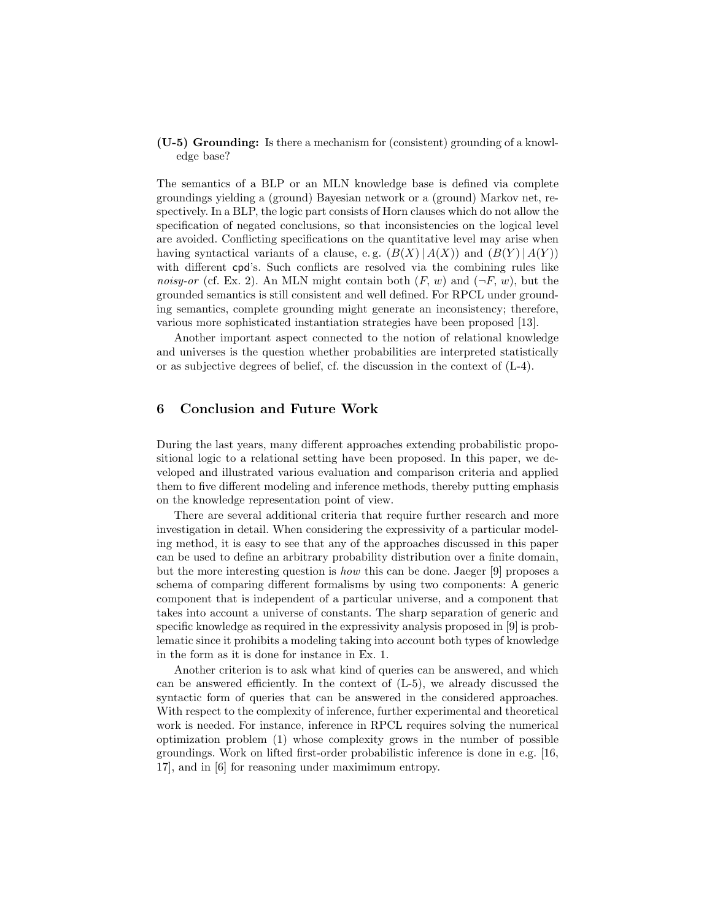**(U-5) Grounding:** Is there a mechanism for (consistent) grounding of a knowledge base?

The semantics of a BLP or an MLN knowledge base is defined via complete groundings yielding a (ground) Bayesian network or a (ground) Markov net, respectively. In a BLP, the logic part consists of Horn clauses which do not allow the specification of negated conclusions, so that inconsistencies on the logical level are avoided. Conflicting specifications on the quantitative level may arise when having syntactical variants of a clause, e. g. $(B(X) \mid A(X))$ and $(B(Y) \mid A(Y))$ with different cpd's. Such conflicts are resolved via the combining rules like *noisy-or* (cf. Ex. 2). An MLN might contain both $(F, w)$ and $(\neg F, w)$, but the grounded semantics is still consistent and well defined. For RPCL under grounding semantics, complete grounding might generate an inconsistency; therefore, various more sophisticated instantiation strategies have been proposed [13].

Another important aspect connected to the notion of relational knowledge and universes is the question whether probabilities are interpreted statistically or as subjective degrees of belief, cf. the discussion in the context of (L-4).

## 6 Conclusion and Future Work

During the last years, many different approaches extending probabilistic propositional logic to a relational setting have been proposed. In this paper, we developed and illustrated various evaluation and comparison criteria and applied them to five different modeling and inference methods, thereby putting emphasis on the knowledge representation point of view.

There are several additional criteria that require further research and more investigation in detail. When considering the expressivity of a particular modeling method, it is easy to see that any of the approaches discussed in this paper can be used to define an arbitrary probability distribution over a finite domain, but the more interesting question is *how* this can be done. Jaeger [9] proposes a schema of comparing different formalisms by using two components: A generic component that is independent of a particular universe, and a component that takes into account a universe of constants. The sharp separation of generic and specific knowledge as required in the expressivity analysis proposed in [9] is problematic since it prohibits a modeling taking into account both types of knowledge in the form as it is done for instance in Ex. 1.

Another criterion is to ask what kind of queries can be answered, and which can be answered efficiently. In the context of (L-5), we already discussed the syntactic form of queries that can be answered in the considered approaches. With respect to the complexity of inference, further experimental and theoretical work is needed. For instance, inference in RPCL requires solving the numerical optimization problem (1) whose complexity grows in the number of possible groundings. Work on lifted first-order probabilistic inference is done in e.g. [16, 17], and in [6] for reasoning under maximimum entropy.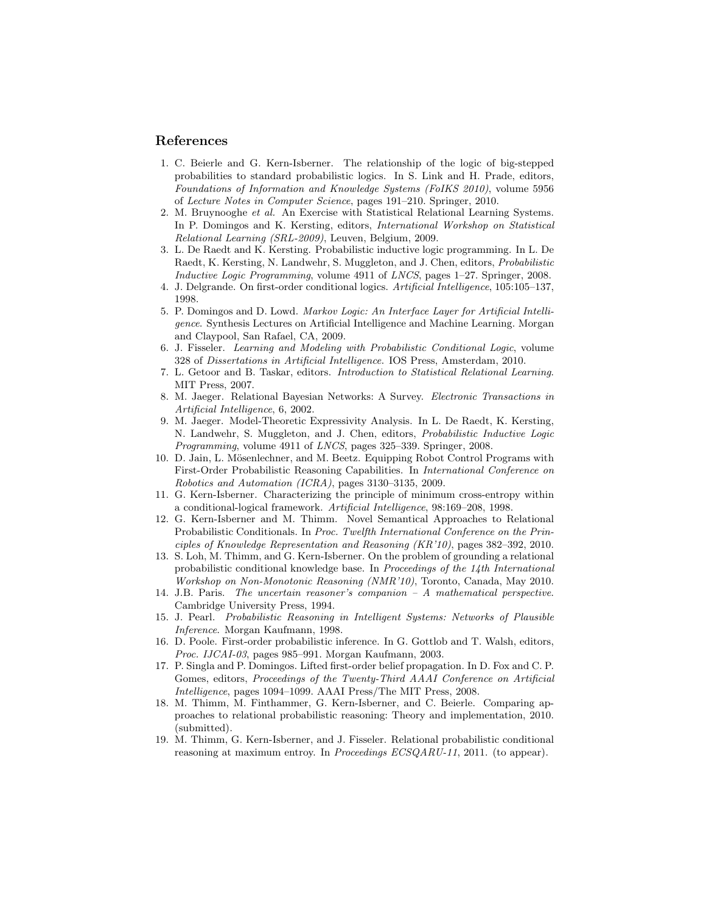## References

1. C. Beierle and G. Kern-Isberner. The relationship of the logic of big-stepped probabilities to standard probabilistic logics. In S. Link and H. Prade, editors, *Foundations of Information and Knowledge Systems (FoIKS 2010)*, volume 5956 of *Lecture Notes in Computer Science*, pages 191–210. Springer, 2010.
2. M. Bruynooghe *et al.* An Exercise with Statistical Relational Learning Systems. In P. Domingos and K. Kersting, editors, *International Workshop on Statistical Relational Learning (SRL-2009)*, Leuven, Belgium, 2009.
3. L. De Raedt and K. Kersting. Probabilistic inductive logic programming. In L. De Raedt, K. Kersting, N. Landwehr, S. Muggleton, and J. Chen, editors, *Probabilistic Inductive Logic Programming*, volume 4911 of *LNCS*, pages 1–27. Springer, 2008.
4. J. Delgrande. On first-order conditional logics. *Artificial Intelligence*, 105:105–137, 1998.
5. P. Domingos and D. Lowd. *Markov Logic: An Interface Layer for Artificial Intelligence*. Synthesis Lectures on Artificial Intelligence and Machine Learning. Morgan and Claypool, San Rafael, CA, 2009.
6. J. Fisseler. *Learning and Modeling with Probabilistic Conditional Logic*, volume 328 of *Dissertations in Artificial Intelligence*. IOS Press, Amsterdam, 2010.
7. L. Getoor and B. Taskar, editors. *Introduction to Statistical Relational Learning*. MIT Press, 2007.
8. M. Jaeger. Relational Bayesian Networks: A Survey. *Electronic Transactions in Artificial Intelligence*, 6, 2002.
9. M. Jaeger. Model-Theoretic Expressivity Analysis. In L. De Raedt, K. Kersting, N. Landwehr, S. Muggleton, and J. Chen, editors, *Probabilistic Inductive Logic Programming*, volume 4911 of *LNCS*, pages 325–339. Springer, 2008.
10. D. Jain, L. Mösenlechner, and M. Beetz. Equipping Robot Control Programs with First-Order Probabilistic Reasoning Capabilities. In *International Conference on Robotics and Automation (ICRA)*, pages 3130–3135, 2009.
11. G. Kern-Isberner. Characterizing the principle of minimum cross-entropy within a conditional-logical framework. *Artificial Intelligence*, 98:169–208, 1998.
12. G. Kern-Isberner and M. Thimm. Novel Semantical Approaches to Relational Probabilistic Conditionals. In *Proc. Twelfth International Conference on the Principles of Knowledge Representation and Reasoning (KR'10)*, pages 382–392, 2010.
13. S. Loh, M. Thimm, and G. Kern-Isberner. On the problem of grounding a relational probabilistic conditional knowledge base. In *Proceedings of the 14th International Workshop on Non-Monotonic Reasoning (NMR'10)*, Toronto, Canada, May 2010.
14. J.B. Paris. *The uncertain reasoner's companion – A mathematical perspective*. Cambridge University Press, 1994.
15. J. Pearl. *Probabilistic Reasoning in Intelligent Systems: Networks of Plausible Inference*. Morgan Kaufmann, 1998.
16. D. Poole. First-order probabilistic inference. In G. Gottlob and T. Walsh, editors, *Proc. IJCAI-03*, pages 985–991. Morgan Kaufmann, 2003.
17. P. Singla and P. Domingos. Lifted first-order belief propagation. In D. Fox and C. P. Gomes, editors, *Proceedings of the Twenty-Third AAAI Conference on Artificial Intelligence*, pages 1094–1099. AAAI Press/The MIT Press, 2008.
18. M. Thimm, M. Finthammer, G. Kern-Isberner, and C. Beierle. Comparing approaches to relational probabilistic reasoning: Theory and implementation, 2010. (submitted).
19. M. Thimm, G. Kern-Isberner, and J. Fisseler. Relational probabilistic conditional reasoning at maximum entroy. In *Proceedings ECSQARU-11*, 2011. (to appear).